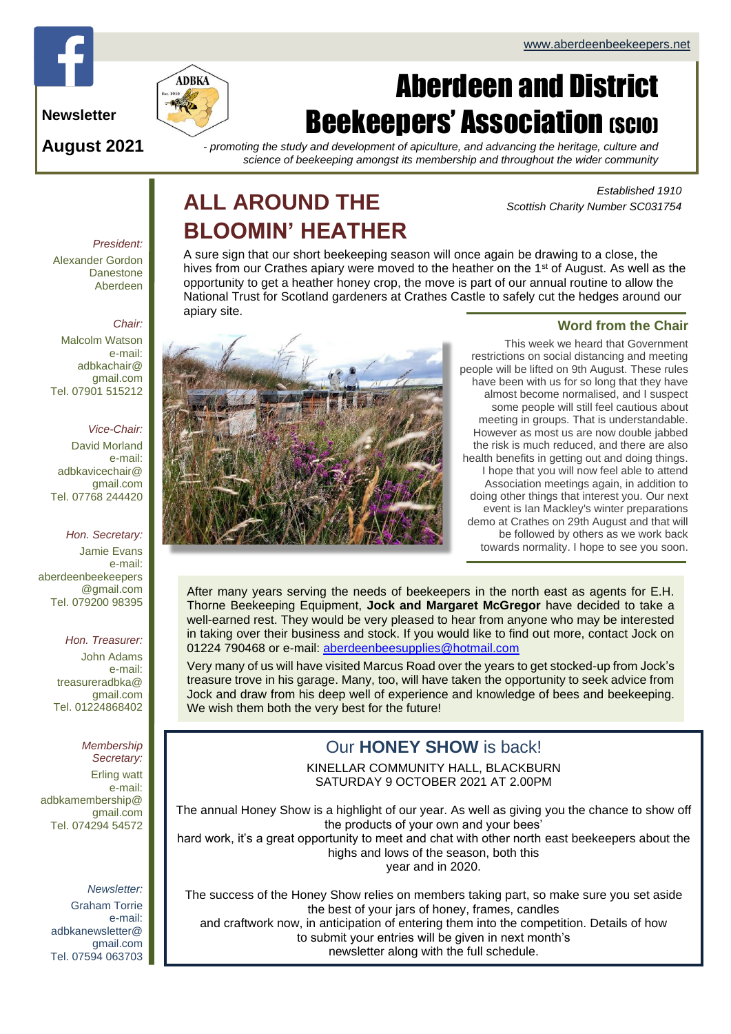www.aberdeenbeekeepers.net

**Newsletter**

**August 2021**

# Aberdeen and District Beekeepers' Association (SCIO)

*- promoting the study and development of apiculture, and advancing the heritage, culture and science of beekeeping amongst its membership and throughout the wider community*

*Established 1910*
*Scottish Charity Number SC031754*

*President:*
Alexander Gordon
Danestone
Aberdeen

*Chair:*
Malcolm Watson
e-mail:
adbkachair@gmail.com
Tel. 07901 515212

*Vice-Chair:*
David Morland
e-mail:
adbkavicechair@gmail.com
Tel. 07768 244420

*Hon. Secretary:*
Jamie Evans
e-mail:
aberdeenbeekeepers@gmail.com
Tel. 079200 98395

*Hon. Treasurer:*
John Adams
e-mail:
treasureradbka@gmail.com
Tel. 01224868402

*Membership Secretary:*
Erling watt
e-mail:
adbkamembership@gmail.com
Tel. 074294 54572

*Newsletter:*
Graham Torrie
e-mail:
adbkanewsletter@gmail.com
Tel. 07594 063703

## ALL AROUND THE BLOOMIN' HEATHER

A sure sign that our short beekeeping season will once again be drawing to a close, the hives from our Crathes apiary were moved to the heather on the 1st of August. As well as the opportunity to get a heather honey crop, the move is part of our annual routine to allow the National Trust for Scotland gardeners at Crathes Castle to safely cut the hedges around our apiary site.

### Word from the Chair

This week we heard that Government restrictions on social distancing and meeting people will be lifted on 9th August. These rules have been with us for so long that they have almost become normalised, and I suspect some people will still feel cautious about meeting in groups. That is understandable. However as most us are now double jabbed the risk is much reduced, and there are also health benefits in getting out and doing things. I hope that you will now feel able to attend Association meetings again, in addition to doing other things that interest you. Our next event is Ian Mackley's winter preparations demo at Crathes on 29th August and that will be followed by others as we work back towards normality. I hope to see you soon.

After many years serving the needs of beekeepers in the north east as agents for E.H. Thorne Beekeeping Equipment, **Jock and Margaret McGregor** have decided to take a well-earned rest. They would be very pleased to hear from anyone who may be interested in taking over their business and stock. If you would like to find out more, contact Jock on 01224 790468 or e-mail: aberdeenbeesupplies@hotmail.com

Very many of us will have visited Marcus Road over the years to get stocked-up from Jock's treasure trove in his garage. Many, too, will have taken the opportunity to seek advice from Jock and draw from his deep well of experience and knowledge of bees and beekeeping. We wish them both the very best for the future!

## Our **HONEY SHOW** is back!

KINELLAR COMMUNITY HALL, BLACKBURN
SATURDAY 9 OCTOBER 2021 AT 2.00PM

The annual Honey Show is a highlight of our year. As well as giving you the chance to show off the products of your own and your bees' hard work, it's a great opportunity to meet and chat with other north east beekeepers about the highs and lows of the season, both this year and in 2020.

The success of the Honey Show relies on members taking part, so make sure you set aside the best of your jars of honey, frames, candles and craftwork now, in anticipation of entering them into the competition. Details of how to submit your entries will be given in next month's newsletter along with the full schedule.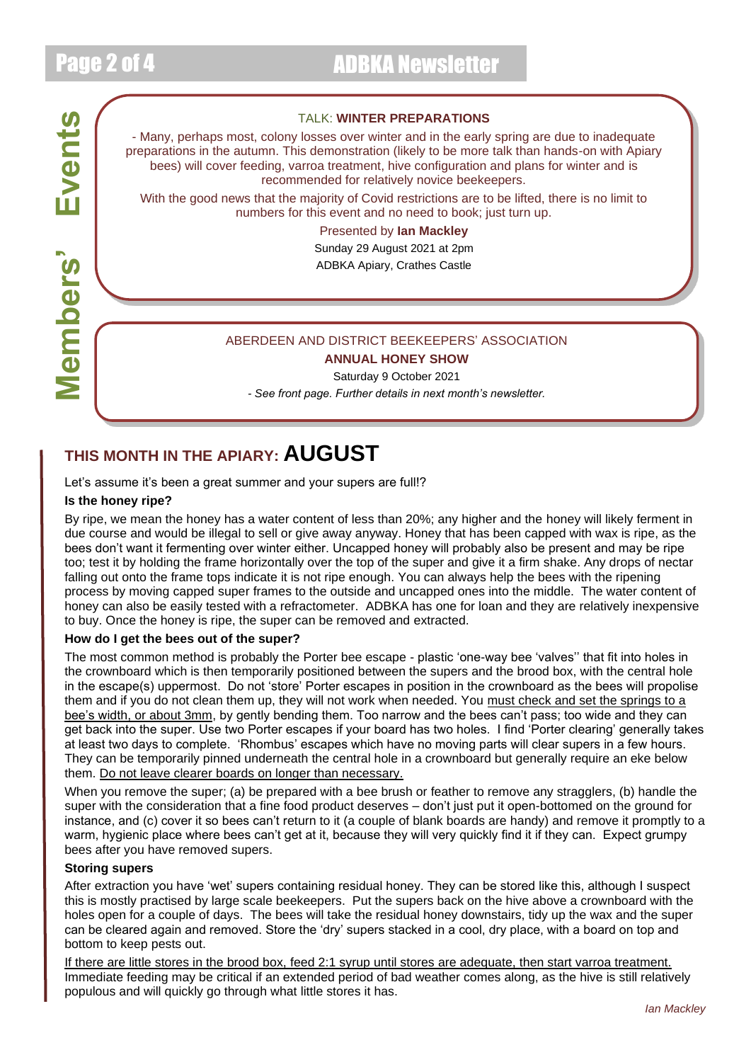# Members' Events

TALK: **WINTER PREPARATIONS**

- Many, perhaps most, colony losses over winter and in the early spring are due to inadequate preparations in the autumn. This demonstration (likely to be more talk than hands-on with Apiary bees) will cover feeding, varroa treatment, hive configuration and plans for winter and is recommended for relatively novice beekeepers.

With the good news that the majority of Covid restrictions are to be lifted, there is no limit to numbers for this event and no need to book; just turn up.

Presented by **Ian Mackley**

Sunday 29 August 2021 at 2pm

ADBKA Apiary, Crathes Castle

---

ABERDEEN AND DISTRICT BEEKEEPERS' ASSOCIATION

**ANNUAL HONEY SHOW**

Saturday 9 October 2021

*- See front page. Further details in next month's newsletter.*

## THIS MONTH IN THE APIARY: AUGUST

Let's assume it's been a great summer and your supers are full!?

**Is the honey ripe?**

By ripe, we mean the honey has a water content of less than 20%; any higher and the honey will likely ferment in due course and would be illegal to sell or give away anyway. Honey that has been capped with wax is ripe, as the bees don't want it fermenting over winter either. Uncapped honey will probably also be present and may be ripe too; test it by holding the frame horizontally over the top of the super and give it a firm shake. Any drops of nectar falling out onto the frame tops indicate it is not ripe enough. You can always help the bees with the ripening process by moving capped super frames to the outside and uncapped ones into the middle. The water content of honey can also be easily tested with a refractometer. ADBKA has one for loan and they are relatively inexpensive to buy. Once the honey is ripe, the super can be removed and extracted.

**How do I get the bees out of the super?**

The most common method is probably the Porter bee escape - plastic 'one-way bee 'valves'' that fit into holes in the crownboard which is then temporarily positioned between the supers and the brood box, with the central hole in the escape(s) uppermost. Do not 'store' Porter escapes in position in the crownboard as the bees will propolise them and if you do not clean them up, they will not work when needed. You must check and set the springs to a bee's width, or about 3mm, by gently bending them. Too narrow and the bees can't pass; too wide and they can get back into the super. Use two Porter escapes if your board has two holes. I find 'Porter clearing' generally takes at least two days to complete. 'Rhombus' escapes which have no moving parts will clear supers in a few hours. They can be temporarily pinned underneath the central hole in a crownboard but generally require an eke below them. Do not leave clearer boards on longer than necessary.

When you remove the super; (a) be prepared with a bee brush or feather to remove any stragglers, (b) handle the super with the consideration that a fine food product deserves – don't just put it open-bottomed on the ground for instance, and (c) cover it so bees can't return to it (a couple of blank boards are handy) and remove it promptly to a warm, hygienic place where bees can't get at it, because they will very quickly find it if they can. Expect grumpy bees after you have removed supers.

**Storing supers**

After extraction you have 'wet' supers containing residual honey. They can be stored like this, although I suspect this is mostly practised by large scale beekeepers. Put the supers back on the hive above a crownboard with the holes open for a couple of days. The bees will take the residual honey downstairs, tidy up the wax and the super can be cleared again and removed. Store the 'dry' supers stacked in a cool, dry place, with a board on top and bottom to keep pests out.

If there are little stores in the brood box, feed 2:1 syrup until stores are adequate, then start varroa treatment. Immediate feeding may be critical if an extended period of bad weather comes along, as the hive is still relatively populous and will quickly go through what little stores it has.

*Ian Mackley*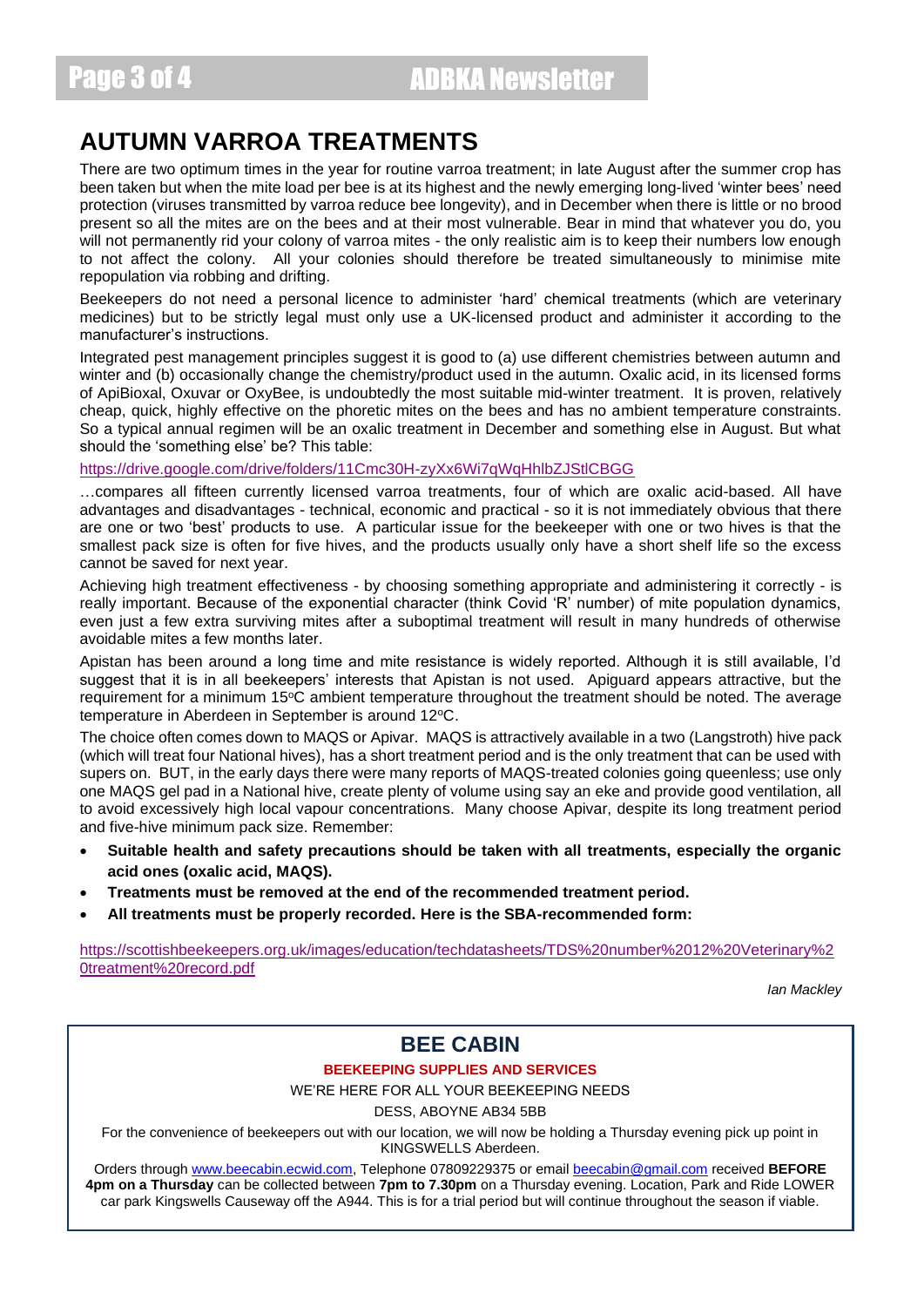## AUTUMN VARROA TREATMENTS

There are two optimum times in the year for routine varroa treatment; in late August after the summer crop has been taken but when the mite load per bee is at its highest and the newly emerging long-lived 'winter bees' need protection (viruses transmitted by varroa reduce bee longevity), and in December when there is little or no brood present so all the mites are on the bees and at their most vulnerable. Bear in mind that whatever you do, you will not permanently rid your colony of varroa mites - the only realistic aim is to keep their numbers low enough to not affect the colony. All your colonies should therefore be treated simultaneously to minimise mite repopulation via robbing and drifting.

Beekeepers do not need a personal licence to administer 'hard' chemical treatments (which are veterinary medicines) but to be strictly legal must only use a UK-licensed product and administer it according to the manufacturer's instructions.

Integrated pest management principles suggest it is good to (a) use different chemistries between autumn and winter and (b) occasionally change the chemistry/product used in the autumn. Oxalic acid, in its licensed forms of ApiBioxal, Oxuvar or OxyBee, is undoubtedly the most suitable mid-winter treatment. It is proven, relatively cheap, quick, highly effective on the phoretic mites on the bees and has no ambient temperature constraints. So a typical annual regimen will be an oxalic treatment in December and something else in August. But what should the 'something else' be? This table:

https://drive.google.com/drive/folders/11Cmc30H-zyXx6Wi7qWqHhlbZJStlCBGG

…compares all fifteen currently licensed varroa treatments, four of which are oxalic acid-based. All have advantages and disadvantages - technical, economic and practical - so it is not immediately obvious that there are one or two 'best' products to use. A particular issue for the beekeeper with one or two hives is that the smallest pack size is often for five hives, and the products usually only have a short shelf life so the excess cannot be saved for next year.

Achieving high treatment effectiveness - by choosing something appropriate and administering it correctly - is really important. Because of the exponential character (think Covid 'R' number) of mite population dynamics, even just a few extra surviving mites after a suboptimal treatment will result in many hundreds of otherwise avoidable mites a few months later.

Apistan has been around a long time and mite resistance is widely reported. Although it is still available, I'd suggest that it is in all beekeepers' interests that Apistan is not used. Apiguard appears attractive, but the requirement for a minimum 15°C ambient temperature throughout the treatment should be noted. The average temperature in Aberdeen in September is around 12°C.

The choice often comes down to MAQS or Apivar. MAQS is attractively available in a two (Langstroth) hive pack (which will treat four National hives), has a short treatment period and is the only treatment that can be used with supers on. BUT, in the early days there were many reports of MAQS-treated colonies going queenless; use only one MAQS gel pad in a National hive, create plenty of volume using say an eke and provide good ventilation, all to avoid excessively high local vapour concentrations. Many choose Apivar, despite its long treatment period and five-hive minimum pack size. Remember:

- **Suitable health and safety precautions should be taken with all treatments, especially the organic acid ones (oxalic acid, MAQS).**
- **Treatments must be removed at the end of the recommended treatment period.**
- **All treatments must be properly recorded. Here is the SBA-recommended form:**

https://scottishbeekeepers.org.uk/images/education/techdatasheets/TDS%20number%2012%20Veterinary%20treatment%20record.pdf

*Ian Mackley*

## BEE CABIN

**BEEKEEPING SUPPLIES AND SERVICES**

WE'RE HERE FOR ALL YOUR BEEKEEPING NEEDS

DESS, ABOYNE AB34 5BB

For the convenience of beekeepers out with our location, we will now be holding a Thursday evening pick up point in KINGSWELLS Aberdeen.

Orders through www.beecabin.ecwid.com, Telephone 07809229375 or email beecabin@gmail.com received **BEFORE 4pm on a Thursday** can be collected between **7pm to 7.30pm** on a Thursday evening. Location, Park and Ride LOWER car park Kingswells Causeway off the A944. This is for a trial period but will continue throughout the season if viable.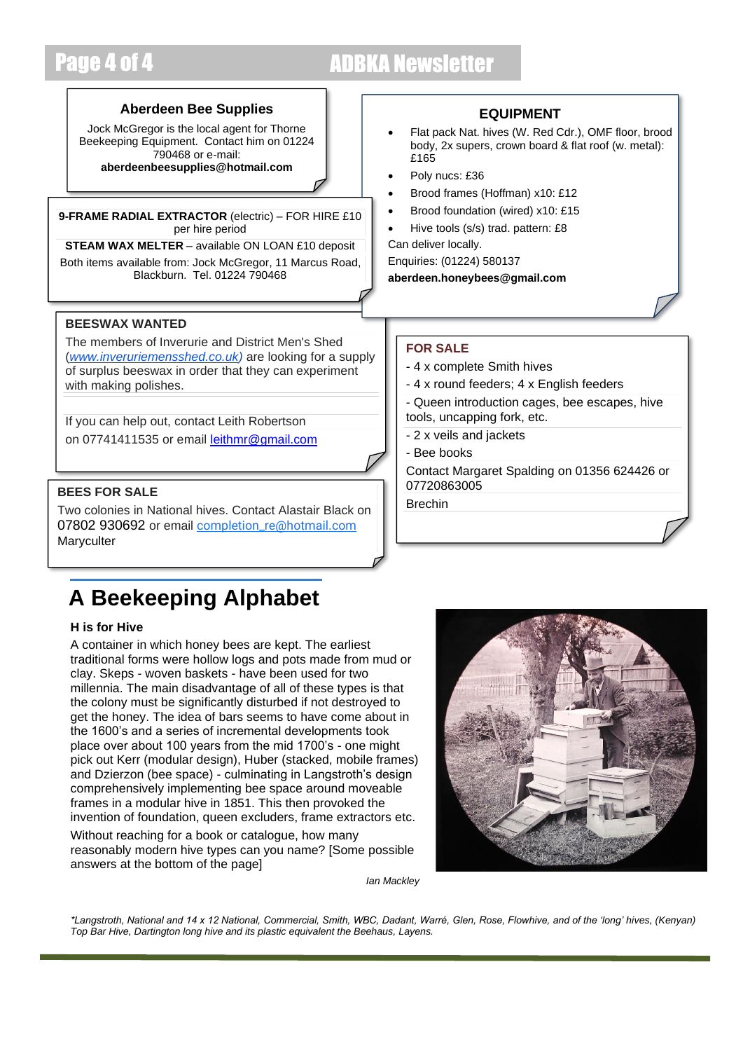### Aberdeen Bee Supplies

Jock McGregor is the local agent for Thorne Beekeeping Equipment. Contact him on 01224 790468 or e-mail:
**aberdeenbeesupplies@hotmail.com**

**9-FRAME RADIAL EXTRACTOR** (electric) – FOR HIRE £10 per hire period

**STEAM WAX MELTER** – available ON LOAN £10 deposit

Both items available from: Jock McGregor, 11 Marcus Road, Blackburn. Tel. 01224 790468

### EQUIPMENT

- Flat pack Nat. hives (W. Red Cdr.), OMF floor, brood body, 2x supers, crown board & flat roof (w. metal): £165
- Poly nucs: £36
- Brood frames (Hoffman) x10: £12
- Brood foundation (wired) x10: £15
- Hive tools (s/s) trad. pattern: £8

Can deliver locally.

Enquiries: (01224) 580137

**aberdeen.honeybees@gmail.com**

### BEESWAX WANTED

The members of Inverurie and District Men's Shed (*www.inveruriemensshed.co.uk)* are looking for a supply of surplus beeswax in order that they can experiment with making polishes.

If you can help out, contact Leith Robertson on 07741411535 or email leithmr@gmail.com

### FOR SALE

- 4 x complete Smith hives
- 4 x round feeders; 4 x English feeders
- Queen introduction cages, bee escapes, hive tools, uncapping fork, etc.
- 2 x veils and jackets
- Bee books

Contact Margaret Spalding on 01356 624426 or 07720863005

Brechin

### BEES FOR SALE

Two colonies in National hives. Contact Alastair Black on 07802 930692 or email completion_re@hotmail.com

Maryculter

# A Beekeeping Alphabet

**H is for Hive**

A container in which honey bees are kept. The earliest traditional forms were hollow logs and pots made from mud or clay. Skeps - woven baskets - have been used for two millennia. The main disadvantage of all of these types is that the colony must be significantly disturbed if not destroyed to get the honey. The idea of bars seems to have come about in the 1600's and a series of incremental developments took place over about 100 years from the mid 1700's - one might pick out Kerr (modular design), Huber (stacked, mobile frames) and Dzierzon (bee space) - culminating in Langstroth's design comprehensively implementing bee space around moveable frames in a modular hive in 1851. This then provoked the invention of foundation, queen excluders, frame extractors etc.

Without reaching for a book or catalogue, how many reasonably modern hive types can you name? [Some possible answers at the bottom of the page]

*Ian Mackley*

*\*Langstroth, National and 14 x 12 National, Commercial, Smith, WBC, Dadant, Warré, Glen, Rose, Flowhive, and of the 'long' hives, (Kenyan) Top Bar Hive, Dartington long hive and its plastic equivalent the Beehaus, Layens.*